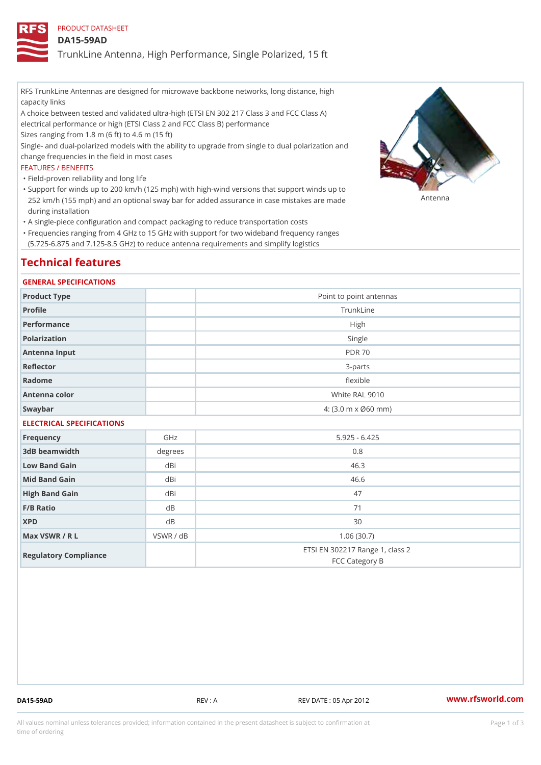PRODUCT DATASHEET

# DA15-59AD

## TrunkLine Antenna, High Performance, Single Polarized, 15 ft

RFS TrunkLine Antennas are designed for microwave backbone networks, long distance, high capacity links

A choice between tested and validated ultra-high (ETSI EN 302 217 Class 3 and FCC Class A) electrical performance or high (ETSI Class 2 and FCC Class B) performance

Sizes ranging from 1.8 m (6 ft) to 4.6 m (15 ft)

Single- and dual-polarized models with the ability to upgrade from single to dual polarization and change frequencies in the field in most cases

FEATURES / BENEFITS

- Field-proven reliability and long life
- Support for winds up to 200 km/h (125 mph) with high-wind versions that support winds up to 252 km/h (155 mph) and an optional sway bar for added assurance in case mistakes are made during installation
- A single-piece configuration and compact packaging to reduce transportation costs
- Frequencies ranging from 4 GHz to 15 GHz with support for two wideband frequency ranges (5.725-6.875 and 7.125-8.5 GHz) to reduce antenna requirements and simplify logistics

Antenna

## Technical features

### GENERAL SPECIFICATIONS

| | | |
|---|---|---|
| Product Type | | Point to point antennas |
| Profile | | TrunkLine |
| Performance | | High |
| Polarization | | Single |
| Antenna Input | | PDR 70 |
| Reflector | | 3-parts |
| Radome | | flexible |
| Antenna color | | White RAL 9010 |
| Swaybar | | 4: (3.0 m x Ø60 mm) |

### ELECTRICAL SPECIFICATIONS

| | | |
|---|---|---|
| Frequency | GHz | 5.925 - 6.425 |
| 3dB beamwidth | degrees | 0.8 |
| Low Band Gain | dBi | 46.3 |
| Mid Band Gain | dBi | 46.6 |
| High Band Gain | dBi | 47 |
| F/B Ratio | dB | 71 |
| XPD | dB | 30 |
| Max VSWR / R L | VSWR / dB | 1.06 (30.7) |
| Regulatory Compliance | | ETSI EN 302217 Range 1, class 2<br>FCC Category B |

DA15-59AD REV : A REV DATE : 05 Apr 2012 www.rfsworld.com

All values nominal unless tolerances provided; information contained in the present datasheet is subject to confirmation at time of ordering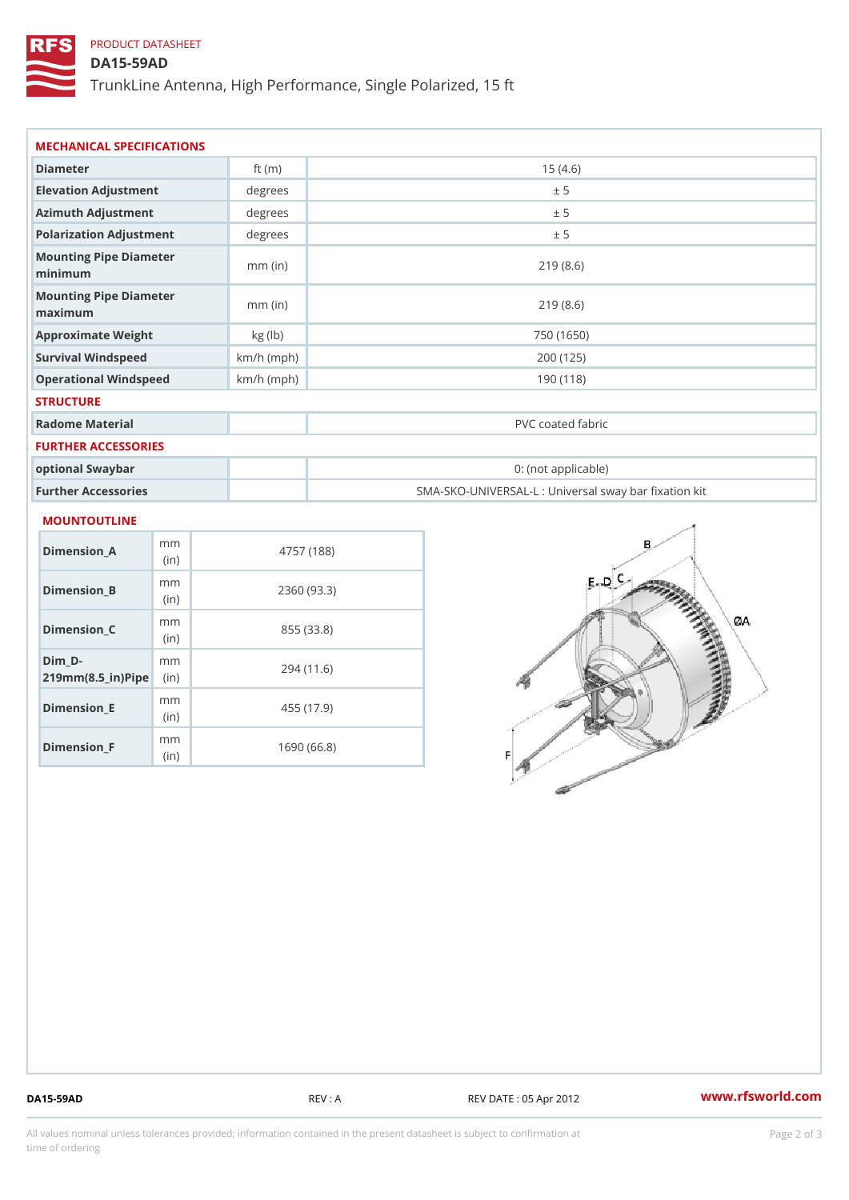PRODUCT DATASHEET

# DA15-59AD

TrunkLine Antenna, High Performance, Single Polarized, 15 ft

## MECHANICAL SPECIFICATIONS

| | | |
|---|---|---|
| Diameter | ft (m) | 15 (4.6) |
| Elevation Adjustment | degrees | ± 5 |
| Azimuth Adjustment | degrees | ± 5 |
| Polarization Adjustment | degrees | ± 5 |
| Mounting Pipe Diameter minimum | mm (in) | 219 (8.6) |
| Mounting Pipe Diameter maximum | mm (in) | 219 (8.6) |
| Approximate Weight | kg (lb) | 750 (1650) |
| Survival Windspeed | km/h (mph) | 200 (125) |
| Operational Windspeed | km/h (mph) | 190 (118) |

## STRUCTURE

| | | |
|---|---|---|
| Radome Material | | PVC coated fabric |

## FURTHER ACCESSORIES

| | | |
|---|---|---|
| optional Swaybar | | 0: (not applicable) |
| Further Accessories | | SMA-SKO-UNIVERSAL-L : Universal sway bar fixation kit |

## MOUNTOUTLINE

| | | |
|---|---|---|
| Dimension_A | mm (in) | 4757 (188) |
| Dimension_B | mm (in) | 2360 (93.3) |
| Dimension_C | mm (in) | 855 (33.8) |
| Dim_D-219mm(8.5_in)Pipe | mm (in) | 294 (11.6) |
| Dimension_E | mm (in) | 455 (17.9) |
| Dimension_F | mm (in) | 1690 (66.8) |

DA15-59AD REV : A REV DATE : 05 Apr 2012 www.rfsworld.com

All values nominal unless tolerances provided; information contained in the present datasheet is subject to confirmation at time of ordering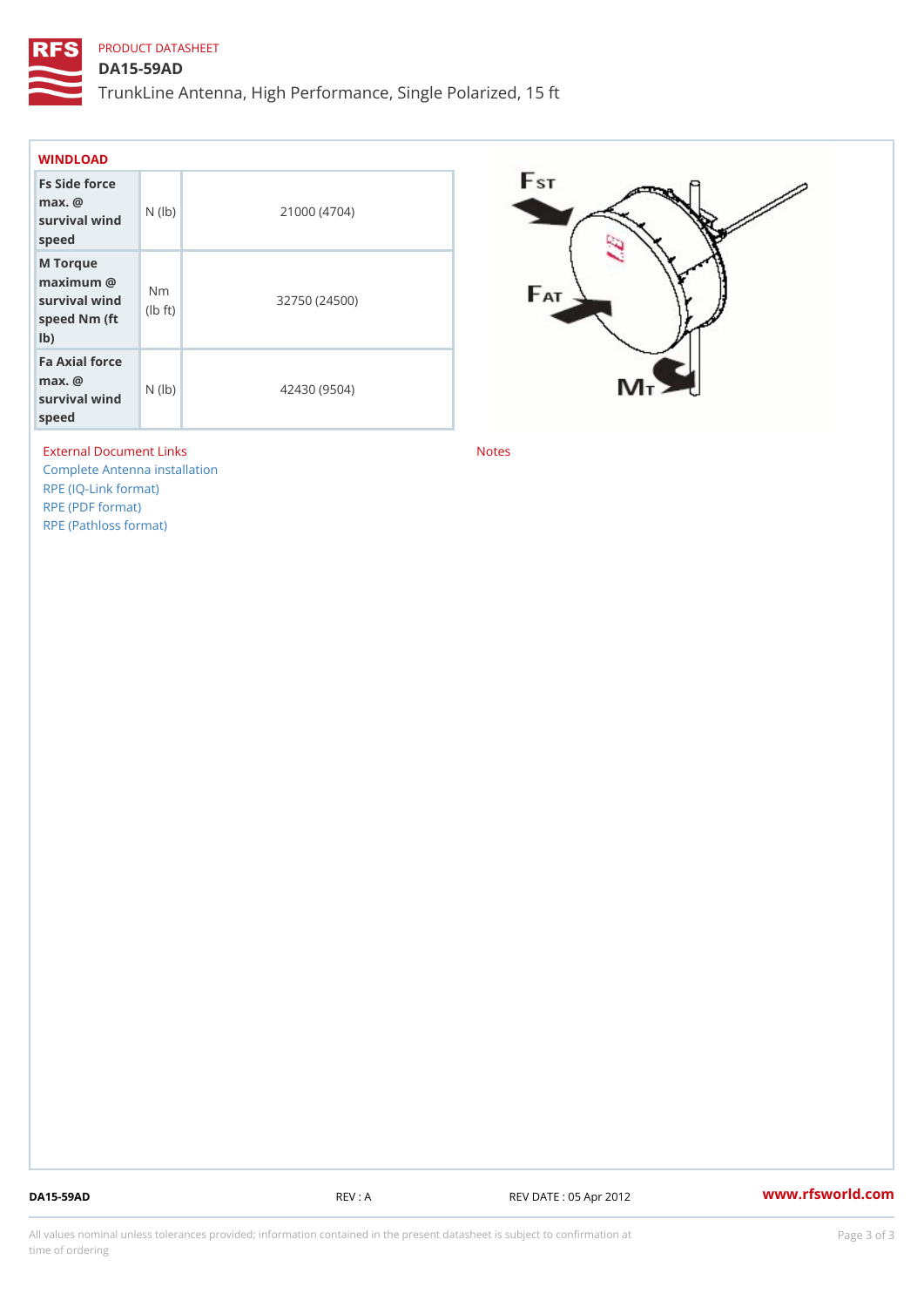PRODUCT DATASHEET

# DA15-59AD

TrunkLine Antenna, High Performance, Single Polarized, 15 ft

## WINDLOAD

| | | |
|---|---|---|
| Fs Side force max. @ survival wind speed | N (lb) | 21000 (4704) |
| M Torque maximum @ survival wind speed Nm (ft lb) | Nm (lb ft) | 32750 (24500) |
| Fa Axial force max. @ survival wind speed | N (lb) | 42430 (9504) |

FST

FAT

MT

External Document Links

Complete Antenna installation

RPE (IQ-Link format)

RPE (PDF format)

RPE (Pathloss format)

Notes

DA15-59AD REV : A REV DATE : 05 Apr 2012 www.rfsworld.com

All values nominal unless tolerances provided; information contained in the present datasheet is subject to confirmation at time of ordering